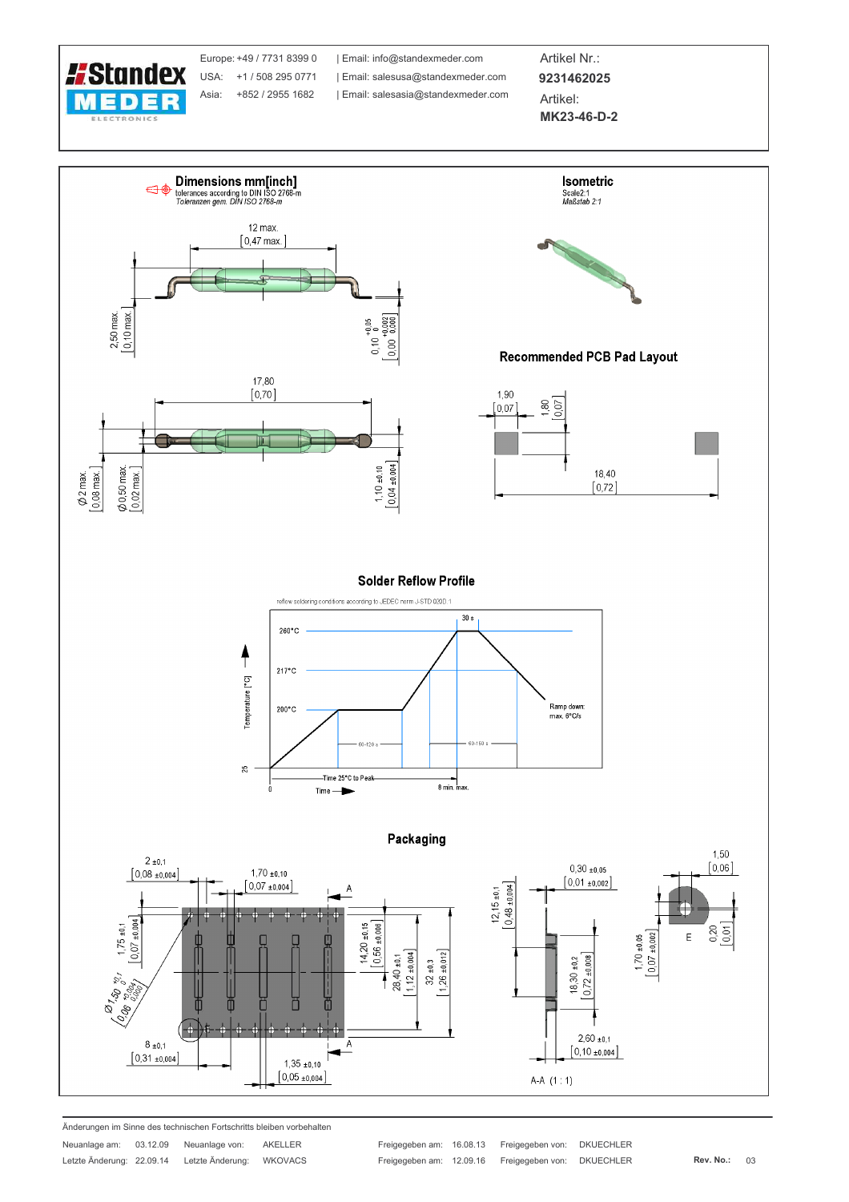**Standex MEDER ELECTRONICS**

Europe: +49 / 7731 8399 0 | Email: info@standexmeder.com
USA: +1 / 508 295 0771 | Email: salesusa@standexmeder.com
Asia: +852 / 2955 1682 | Email: salesasia@standexmeder.com

Artikel Nr.:
**9231462025**

Artikel:
**MK23-46-D-2**

## Dimensions mm[inch]

tolerances according to DIN ISO 2768-m
*Toleranzen gem. DIN ISO 2768-m*

12 max. [0,47 max.]

2,50 max. [0,10 max.]

0,10 +0,05/0 [0,00 +0,002/0,000]

17,80 [0,70]

Ø 2 max. [0,08 max.]

Ø 0,50 max. [0,02 max.]

1,10 ±0,10 [0,04 ±0,004]

## Isometric

Scale2:1
*Maßstab 2:1*

## Recommended PCB Pad Layout

1,90 [0,07]

1,80 [0,07]

18,40 [0,72]

## Solder Reflow Profile

reflow soldering conditions according to JEDEC norm J-STD 020D.1

260°C

217°C

200°C

25

Temperature [°C]

30 s

60-120 s

60-150 s

Ramp down: max. 6°C/s

0

Time 25°C to Peak

8 min. max.

Time

## Packaging

2 ±0,1 [0,08 ±0,004]

1,70 ±0,10 [0,07 ±0,004]

1,75 ±0,1 [0,07 ±0,004]

Ø1,50 +0,1/0 [0,06 +0,004/0,000]

8 ±0,1 [0,31 ±0,004]

1,35 ±0,10 [0,05 ±0,004]

14,20 ±0,15 [0,56 ±0,006]

28,40 ±0,1 [1,12 ±0,004]

32 ±0,3 [1,26 ±0,012]

A

12,15 ±0,1 [0,48 ±0,004]

0,30 ±0,05 [0,01 ±0,002]

18,30 ±0,2 [0,72 ±0,008]

2,60 ±0,1 [0,10 ±0,004]

A-A (1 : 1)

1,50 [0,06]

1,70 ±0,05 [0,07 ±0,002]

E

0,20 [0,01]

Änderungen im Sinne des technischen Fortschritts bleiben vorbehalten

| Neuanlage am: | 03.12.09 | Neuanlage von: | AKELLER | Freigegeben am: | 16.08.13 | Freigegeben von: | DKUECHLER | | |
|---|---|---|---|---|---|---|---|---|---|
| Letzte Änderung: | 22.09.14 | Letzte Änderung: | WKOVACS | Freigegeben am: | 12.09.16 | Freigegeben von: | DKUECHLER | Rev. No.: | 03 |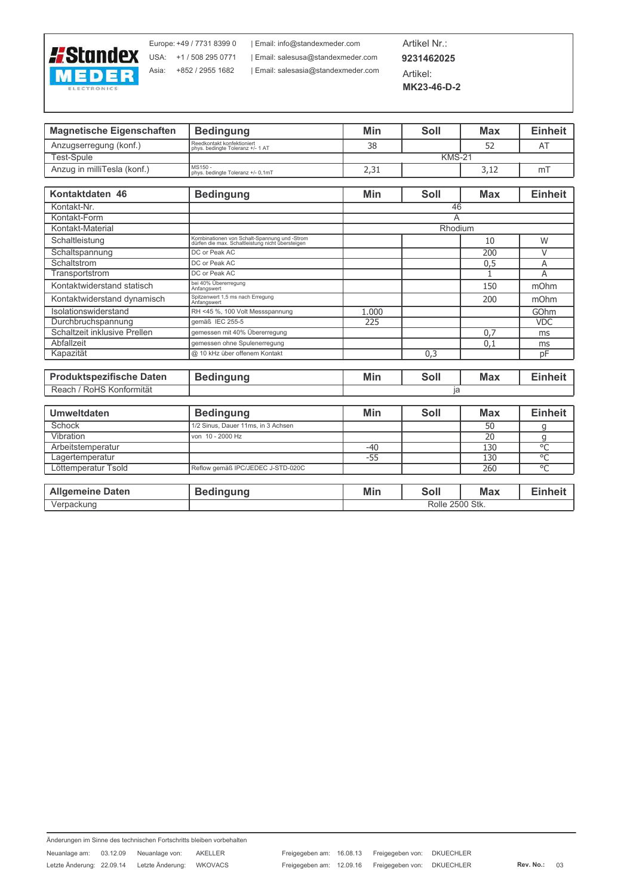Europe: +49 / 7731 8399 0 | Email: info@standexmeder.com
USA: +1 / 508 295 0771 | Email: salesusa@standexmeder.com
Asia: +852 / 2955 1682 | Email: salesasia@standexmeder.com

Artikel Nr.:
**9231462025**
Artikel:
**MK23-46-D-2**

| Magnetische Eigenschaften | Bedingung | Min | Soll | Max | Einheit |
|---|---|---|---|---|---|
| Anzugserregung (konf.) | Reedkontakt konfektioniert phys. bedingte Toleranz +/- 1 AT | 38 | | 52 | AT |
| Test-Spule | | | KMS-21 | | |
| Anzug in milliTesla (konf.) | MS150 - phys. bedingte Toleranz +/- 0,1mT | 2,31 | | 3,12 | mT |

| Kontaktdaten 46 | Bedingung | Min | Soll | Max | Einheit |
|---|---|---|---|---|---|
| Kontakt-Nr. | | | 46 | | |
| Kontakt-Form | | | A | | |
| Kontakt-Material | | | Rhodium | | |
| Schaltleistung | Kombinationen von Schalt-Spannung und -Strom dürfen die max. Schaltleistung nicht übersteigen | | | 10 | W |
| Schaltspannung | DC or Peak AC | | | 200 | V |
| Schaltstrom | DC or Peak AC | | | 0,5 | A |
| Transportstrom | DC or Peak AC | | | 1 | A |
| Kontaktwiderstand statisch | bei 40% Übererregung Anfangswert | | | 150 | mOhm |
| Kontaktwiderstand dynamisch | Spitzenwert 1,5 ms nach Erregung Anfangswert | | | 200 | mOhm |
| Isolationswiderstand | RH <45 %, 100 Volt Messspannung | 1.000 | | | GOhm |
| Durchbruchspannung | gemäß IEC 255-5 | 225 | | | VDC |
| Schaltzeit inklusive Prellen | gemessen mit 40% Übererregung | | | 0,7 | ms |
| Abfallzeit | gemessen ohne Spulenerregung | | | 0,1 | ms |
| Kapazität | @ 10 kHz über offenem Kontakt | | 0,3 | | pF |

| Produktspezifische Daten | Bedingung | Min | Soll | Max | Einheit |
|---|---|---|---|---|---|
| Reach / RoHS Konformität | | | ja | | |

| Umweltdaten | Bedingung | Min | Soll | Max | Einheit |
|---|---|---|---|---|---|
| Schock | 1/2 Sinus, Dauer 11ms, in 3 Achsen | | | 50 | g |
| Vibration | von 10 - 2000 Hz | | | 20 | g |
| Arbeitstemperatur | | -40 | | 130 | °C |
| Lagertemperatur | | -55 | | 130 | °C |
| Löttemperatur Tsold | Reflow gemäß IPC/JEDEC J-STD-020C | | | 260 | °C |

| Allgemeine Daten | Bedingung | Min | Soll | Max | Einheit |
|---|---|---|---|---|---|
| Verpackung | | | Rolle 2500 Stk. | | |

Änderungen im Sinne des technischen Fortschritts bleiben vorbehalten

| | | | | | | | |
|---|---|---|---|---|---|---|---|
| Neuanlage am: | 03.12.09 | Neuanlage von: | AKELLER | Freigegeben am: | 16.08.13 | Freigegeben von: | DKUECHLER |
| Letzte Änderung: | 22.09.14 | Letzte Änderung: | WKOVACS | Freigegeben am: | 12.09.16 | Freigegeben von: | DKUECHLER |

**Rev. No.:** 03